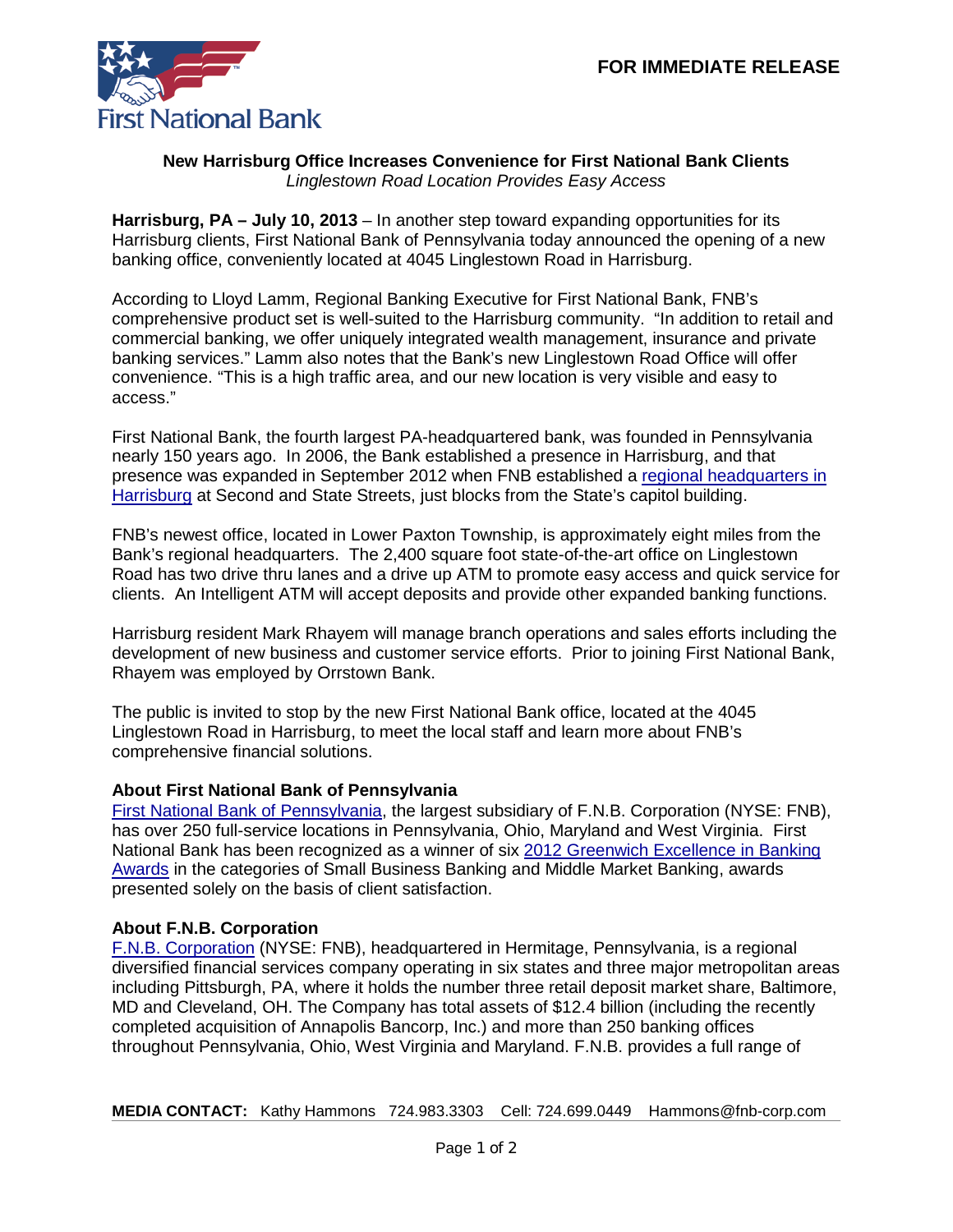**FOR IMMEDIATE RELEASE**

### New Harrisburg Office Increases Convenience for First National Bank Clients

*Linglestown Road Location Provides Easy Access*

**Harrisburg, PA – July 10, 2013** – In another step toward expanding opportunities for its Harrisburg clients, First National Bank of Pennsylvania today announced the opening of a new banking office, conveniently located at 4045 Linglestown Road in Harrisburg.

According to Lloyd Lamm, Regional Banking Executive for First National Bank, FNB's comprehensive product set is well-suited to the Harrisburg community. "In addition to retail and commercial banking, we offer uniquely integrated wealth management, insurance and private banking services." Lamm also notes that the Bank's new Linglestown Road Office will offer convenience. "This is a high traffic area, and our new location is very visible and easy to access."

First National Bank, the fourth largest PA-headquartered bank, was founded in Pennsylvania nearly 150 years ago. In 2006, the Bank established a presence in Harrisburg, and that presence was expanded in September 2012 when FNB established a regional headquarters in Harrisburg at Second and State Streets, just blocks from the State's capitol building.

FNB's newest office, located in Lower Paxton Township, is approximately eight miles from the Bank's regional headquarters. The 2,400 square foot state-of-the-art office on Linglestown Road has two drive thru lanes and a drive up ATM to promote easy access and quick service for clients. An Intelligent ATM will accept deposits and provide other expanded banking functions.

Harrisburg resident Mark Rhayem will manage branch operations and sales efforts including the development of new business and customer service efforts. Prior to joining First National Bank, Rhayem was employed by Orrstown Bank.

The public is invited to stop by the new First National Bank office, located at the 4045 Linglestown Road in Harrisburg, to meet the local staff and learn more about FNB's comprehensive financial solutions.

**About First National Bank of Pennsylvania**

First National Bank of Pennsylvania, the largest subsidiary of F.N.B. Corporation (NYSE: FNB), has over 250 full-service locations in Pennsylvania, Ohio, Maryland and West Virginia. First National Bank has been recognized as a winner of six 2012 Greenwich Excellence in Banking Awards in the categories of Small Business Banking and Middle Market Banking, awards presented solely on the basis of client satisfaction.

**About F.N.B. Corporation**

F.N.B. Corporation (NYSE: FNB), headquartered in Hermitage, Pennsylvania, is a regional diversified financial services company operating in six states and three major metropolitan areas including Pittsburgh, PA, where it holds the number three retail deposit market share, Baltimore, MD and Cleveland, OH. The Company has total assets of $12.4 billion (including the recently completed acquisition of Annapolis Bancorp, Inc.) and more than 250 banking offices throughout Pennsylvania, Ohio, West Virginia and Maryland. F.N.B. provides a full range of

**MEDIA CONTACT:** Kathy Hammons 724.983.3303 Cell: 724.699.0449 Hammons@fnb-corp.com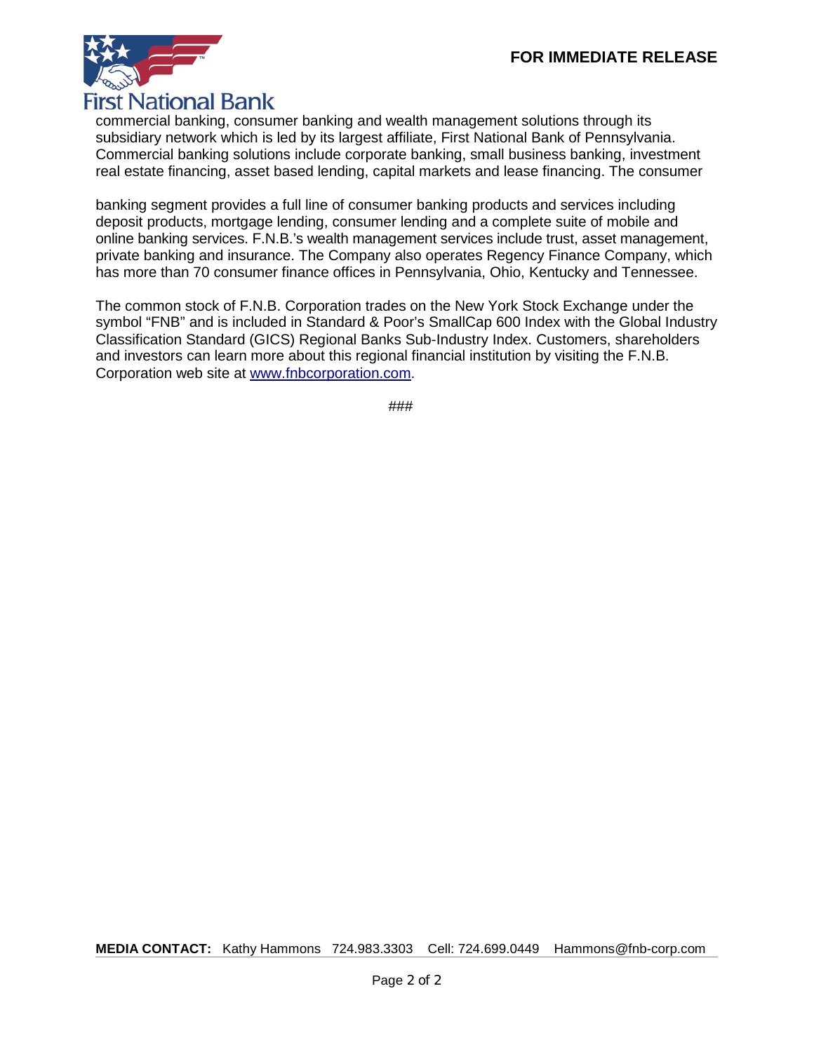commercial banking, consumer banking and wealth management solutions through its subsidiary network which is led by its largest affiliate, First National Bank of Pennsylvania. Commercial banking solutions include corporate banking, small business banking, investment real estate financing, asset based lending, capital markets and lease financing. The consumer banking segment provides a full line of consumer banking products and services including deposit products, mortgage lending, consumer lending and a complete suite of mobile and online banking services. F.N.B.'s wealth management services include trust, asset management, private banking and insurance. The Company also operates Regency Finance Company, which has more than 70 consumer finance offices in Pennsylvania, Ohio, Kentucky and Tennessee.

The common stock of F.N.B. Corporation trades on the New York Stock Exchange under the symbol "FNB" and is included in Standard & Poor's SmallCap 600 Index with the Global Industry Classification Standard (GICS) Regional Banks Sub-Industry Index. Customers, shareholders and investors can learn more about this regional financial institution by visiting the F.N.B. Corporation web site at [www.fnbcorporation.com](http://www.fnbcorporation.com).

###

**MEDIA CONTACT:** Kathy Hammons 724.983.3303 Cell: 724.699.0449 Hammons@fnb-corp.com